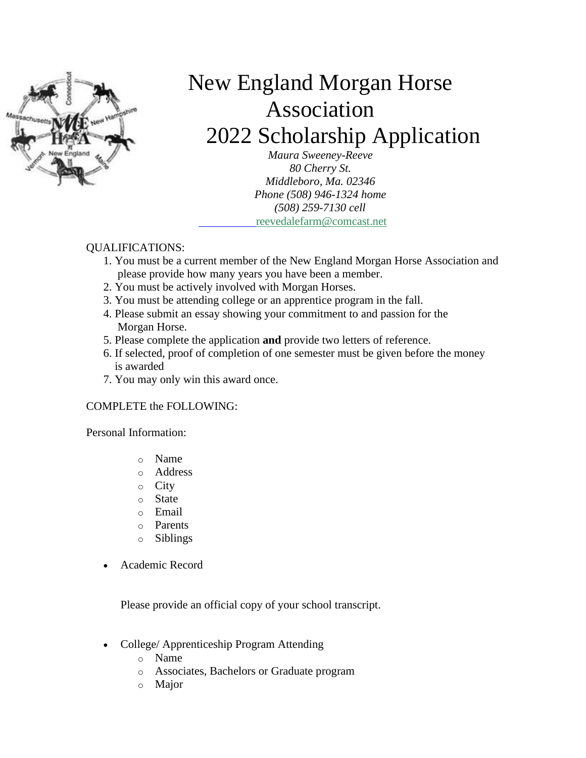# New England Morgan Horse Association
# 2022 Scholarship Application

*Maura Sweeney-Reeve*
*80 Cherry St.*
*Middleboro, Ma. 02346*
*Phone (508) 946-1324 home*
*(508) 259-7130 cell*
reevedalefarm@comcast.net

QUALIFICATIONS:

1. You must be a current member of the New England Morgan Horse Association and please provide how many years you have been a member.
2. You must be actively involved with Morgan Horses.
3. You must be attending college or an apprentice program in the fall.
4. Please submit an essay showing your commitment to and passion for the Morgan Horse.
5. Please complete the application **and** provide two letters of reference.
6. If selected, proof of completion of one semester must be given before the money is awarded
7. You may only win this award once.

COMPLETE the FOLLOWING:

Personal Information:

- Name
- Address
- City
- State
- Email
- Parents
- Siblings

- Academic Record

  Please provide an official copy of your school transcript.

- College/ Apprenticeship Program Attending
  - Name
  - Associates, Bachelors or Graduate program
  - Major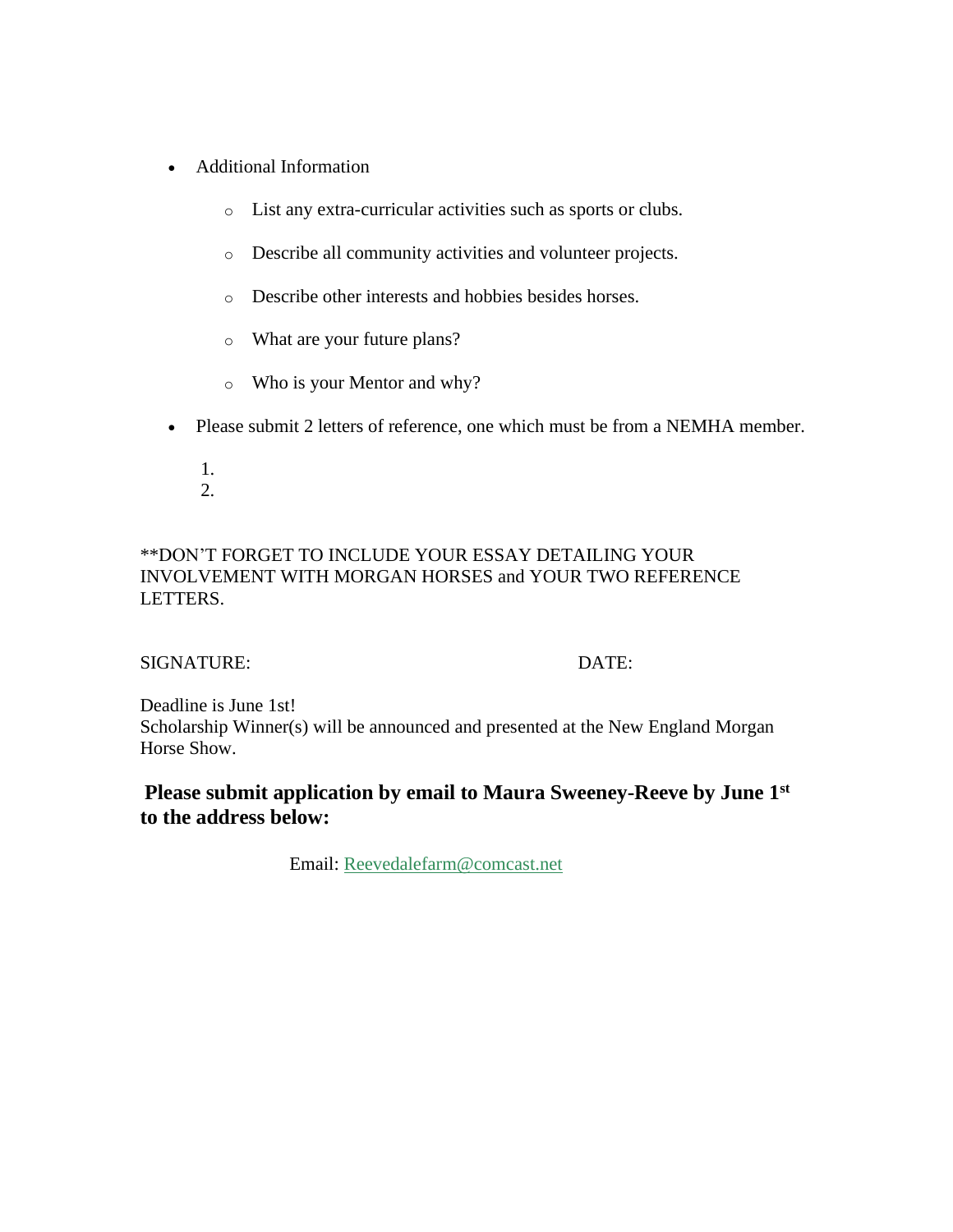- Additional Information
  - List any extra-curricular activities such as sports or clubs.
  - Describe all community activities and volunteer projects.
  - Describe other interests and hobbies besides horses.
  - What are your future plans?
  - Who is your Mentor and why?
- Please submit 2 letters of reference, one which must be from a NEMHA member.

  1.
  2.

**DON'T FORGET TO INCLUDE YOUR ESSAY DETAILING YOUR INVOLVEMENT WITH MORGAN HORSES and YOUR TWO REFERENCE LETTERS.

SIGNATURE: DATE:

Deadline is June 1st!
Scholarship Winner(s) will be announced and presented at the New England Morgan Horse Show.

**Please submit application by email to Maura Sweeney-Reeve by June 1st to the address below:**

Email: Reevedalefarm@comcast.net